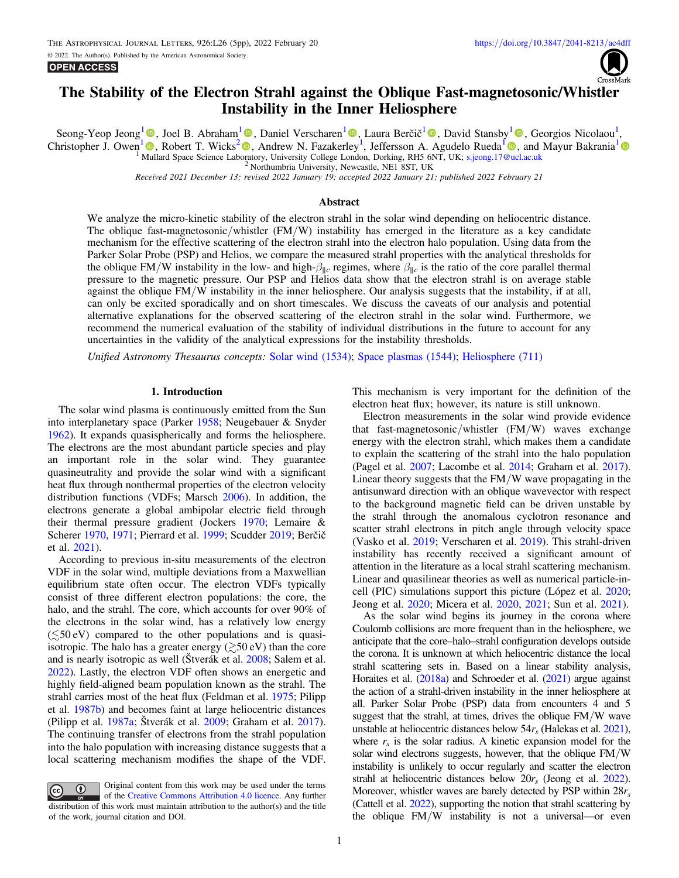# The Stability of the Electron Strahl against the Oblique Fast-magnetosonic/Whistler Instability in the Inner Heliosphere

Seong-Yeop Jeong[1], Joel B. Abraham[1], Daniel Verscharen[1], Laura Berčič[1], David Stansby[1], Georgios Nicolaou[1], Christopher J. Owen[1], Robert T. Wicks[2], Andrew N. Fazakerley[1], Jeffersson A. Agudelo Rueda[1], and Mayur Bakrania[1]

[1] Mullard Space Science Laboratory, University College London, Dorking, RH5 6NT, UK; s.jeong.17@ucl.ac.uk

[2] Northumbria University, Newcastle, NE1 8ST, UK

*Received 2021 December 13; revised 2022 January 19; accepted 2022 January 21; published 2022 February 21*

## Abstract

We analyze the micro-kinetic stability of the electron strahl in the solar wind depending on heliocentric distance. The oblique fast-magnetosonic/whistler (FM/W) instability has emerged in the literature as a key candidate mechanism for the effective scattering of the electron strahl into the electron halo population. Using data from the Parker Solar Probe (PSP) and Helios, we compare the measured strahl properties with the analytical thresholds for the oblique FM/W instability in the low- and high-$\beta_{\parallel c}$ regimes, where $\beta_{\parallel c}$ is the ratio of the core parallel thermal pressure to the magnetic pressure. Our PSP and Helios data show that the electron strahl is on average stable against the oblique FM/W instability in the inner heliosphere. Our analysis suggests that the instability, if at all, can only be excited sporadically and on short timescales. We discuss the caveats of our analysis and potential alternative explanations for the observed scattering of the electron strahl in the solar wind. Furthermore, we recommend the numerical evaluation of the stability of individual distributions in the future to account for any uncertainties in the validity of the analytical expressions for the instability thresholds.

*Unified Astronomy Thesaurus concepts:* Solar wind (1534); Space plasmas (1544); Heliosphere (711)

## 1. Introduction

The solar wind plasma is continuously emitted from the Sun into interplanetary space (Parker 1958; Neugebauer & Snyder 1962). It expands quasispherically and forms the heliosphere. The electrons are the most abundant particle species and play an important role in the solar wind. They guarantee quasineutrality and provide the solar wind with a significant heat flux through nonthermal properties of the electron velocity distribution functions (VDFs; Marsch 2006). In addition, the electrons generate a global ambipolar electric field through their thermal pressure gradient (Jockers 1970; Lemaire & Scherer 1970, 1971; Pierrard et al. 1999; Scudder 2019; Berčič et al. 2021).

According to previous in-situ measurements of the electron VDF in the solar wind, multiple deviations from a Maxwellian equilibrium state often occur. The electron VDFs typically consist of three different electron populations: the core, the halo, and the strahl. The core, which accounts for over 90% of the electrons in the solar wind, has a relatively low energy ($\lesssim$50 eV) compared to the other populations and is quasi-isotropic. The halo has a greater energy ($\gtrsim$50 eV) than the core and is nearly isotropic as well (Štverák et al. 2008; Salem et al. 2022). Lastly, the electron VDF often shows an energetic and highly field-aligned beam population known as the strahl. The strahl carries most of the heat flux (Feldman et al. 1975; Pilipp et al. 1987b) and becomes faint at large heliocentric distances (Pilipp et al. 1987a; Štverák et al. 2009; Graham et al. 2017). The continuing transfer of electrons from the strahl population into the halo population with increasing distance suggests that a local scattering mechanism modifies the shape of the VDF. This mechanism is very important for the definition of the electron heat flux; however, its nature is still unknown.

Electron measurements in the solar wind provide evidence that fast-magnetosonic/whistler (FM/W) waves exchange energy with the electron strahl, which makes them a candidate to explain the scattering of the strahl into the halo population (Pagel et al. 2007; Lacombe et al. 2014; Graham et al. 2017). Linear theory suggests that the FM/W wave propagating in the antisunward direction with an oblique wavevector with respect to the background magnetic field can be driven unstable by the strahl through the anomalous cyclotron resonance and scatter strahl electrons in pitch angle through velocity space (Vasko et al. 2019; Verscharen et al. 2019). This strahl-driven instability has recently received a significant amount of attention in the literature as a local strahl scattering mechanism. Linear and quasilinear theories as well as numerical particle-in-cell (PIC) simulations support this picture (López et al. 2020; Jeong et al. 2020; Micera et al. 2020, 2021; Sun et al. 2021).

As the solar wind begins its journey in the corona where Coulomb collisions are more frequent than in the heliosphere, we anticipate that the core–halo–strahl configuration develops outside the corona. It is unknown at which heliocentric distance the local strahl scattering sets in. Based on a linear stability analysis, Horaites et al. (2018a) and Schroeder et al. (2021) argue against the action of a strahl-driven instability in the inner heliosphere at all. Parker Solar Probe (PSP) data from encounters 4 and 5 suggest that the strahl, at times, drives the oblique FM/W wave unstable at heliocentric distances below $54r_s$ (Halekas et al. 2021), where $r_s$ is the solar radius. A kinetic expansion model for the solar wind electrons suggests, however, that the oblique FM/W instability is unlikely to occur regularly and scatter the electron strahl at heliocentric distances below $20r_s$ (Jeong et al. 2022). Moreover, whistler waves are barely detected by PSP within $28r_s$ (Cattell et al. 2022), supporting the notion that strahl scattering by the oblique FM/W instability is not a universal—or even

Original content from this work may be used under the terms of the Creative Commons Attribution 4.0 licence. Any further distribution of this work must maintain attribution to the author(s) and the title of the work, journal citation and DOI.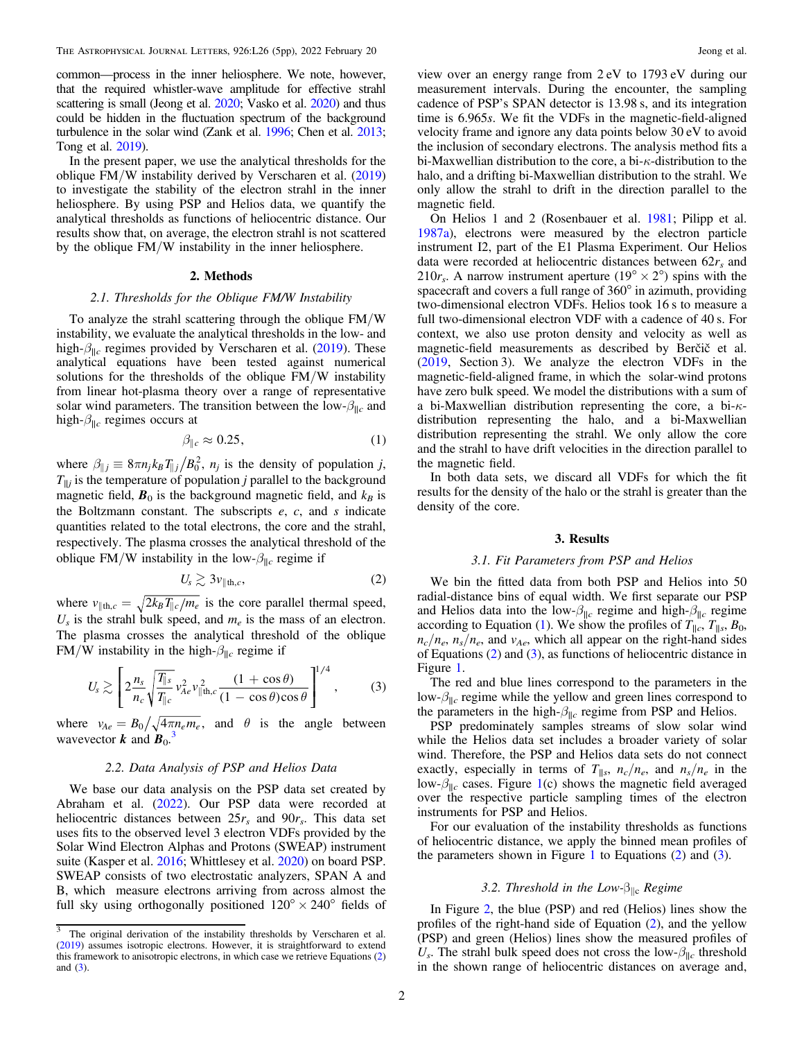common—process in the inner heliosphere. We note, however, that the required whistler-wave amplitude for effective strahl scattering is small (Jeong et al. 2020; Vasko et al. 2020) and thus could be hidden in the fluctuation spectrum of the background turbulence in the solar wind (Zank et al. 1996; Chen et al. 2013; Tong et al. 2019).

In the present paper, we use the analytical thresholds for the oblique FM/W instability derived by Verscharen et al. (2019) to investigate the stability of the electron strahl in the inner heliosphere. By using PSP and Helios data, we quantify the analytical thresholds as functions of heliocentric distance. Our results show that, on average, the electron strahl is not scattered by the oblique FM/W instability in the inner heliosphere.

## 2. Methods

### 2.1. Thresholds for the Oblique FM/W Instability

To analyze the strahl scattering through the oblique FM/W instability, we evaluate the analytical thresholds in the low- and high-$\beta_{\parallel c}$ regimes provided by Verscharen et al. (2019). These analytical equations have been tested against numerical solutions for the thresholds of the oblique FM/W instability from linear hot-plasma theory over a range of representative solar wind parameters. The transition between the low-$\beta_{\parallel c}$ and high-$\beta_{\parallel c}$ regimes occurs at

$$\beta_{\parallel c} \approx 0.25, \tag{1}$$

where $\beta_{\parallel j} \equiv 8\pi n_j k_B T_{\parallel j}/B_0^2$, $n_j$ is the density of population $j$, $T_{\parallel j}$ is the temperature of population $j$ parallel to the background magnetic field, $\boldsymbol{B}_0$ is the background magnetic field, and $k_B$ is the Boltzmann constant. The subscripts $e$, $c$, and $s$ indicate quantities related to the total electrons, the core and the strahl, respectively. The plasma crosses the analytical threshold of the oblique FM/W instability in the low-$\beta_{\parallel c}$ regime if

$$U_s \gtrsim 3v_{\parallel \mathrm{th},c}, \tag{2}$$

where $v_{\parallel \mathrm{th},c} = \sqrt{2k_B T_{\parallel c}/m_e}$ is the core parallel thermal speed, $U_s$ is the strahl bulk speed, and $m_e$ is the mass of an electron. The plasma crosses the analytical threshold of the oblique FM/W instability in the high-$\beta_{\parallel c}$ regime if

$$U_s \gtrsim \left[2\frac{n_s}{n_c}\sqrt{\frac{T_{\parallel s}}{T_{\parallel c}}}\, v_{Ae}^2 v_{\parallel \mathrm{th},c}^2 \frac{(1+\cos\theta)}{(1-\cos\theta)\cos\theta}\right]^{1/4}, \tag{3}$$

where $v_{Ae} = B_0/\sqrt{4\pi n_e m_e}$, and $\theta$ is the angle between wavevector $\boldsymbol{k}$ and $\boldsymbol{B}_0$.[3]

[3] The original derivation of the instability thresholds by Verscharen et al. (2019) assumes isotropic electrons. However, it is straightforward to extend this framework to anisotropic electrons, in which case we retrieve Equations (2) and (3).

### 2.2. Data Analysis of PSP and Helios Data

We base our data analysis on the PSP data set created by Abraham et al. (2022). Our PSP data were recorded at heliocentric distances between $25r_s$ and $90r_s$. This data set uses fits to the observed level 3 electron VDFs provided by the Solar Wind Electron Alphas and Protons (SWEAP) instrument suite (Kasper et al. 2016; Whittlesey et al. 2020) on board PSP. SWEAP consists of two electrostatic analyzers, SPAN A and B, which measure electrons arriving from across almost the full sky using orthogonally positioned $120° \times 240°$ fields of view over an energy range from 2 eV to 1793 eV during our measurement intervals. During the encounter, the sampling cadence of PSP's SPAN detector is 13.98 s, and its integration time is 6.965*s*. We fit the VDFs in the magnetic-field-aligned velocity frame and ignore any data points below 30 eV to avoid the inclusion of secondary electrons. The analysis method fits a bi-Maxwellian distribution to the core, a bi-$\kappa$-distribution to the halo, and a drifting bi-Maxwellian distribution to the strahl. We only allow the strahl to drift in the direction parallel to the magnetic field.

On Helios 1 and 2 (Rosenbauer et al. 1981; Pilipp et al. 1987a), electrons were measured by the electron particle instrument I2, part of the E1 Plasma Experiment. Our Helios data were recorded at heliocentric distances between $62r_s$ and $210r_s$. A narrow instrument aperture ($19° \times 2°$) spins with the spacecraft and covers a full range of 360° in azimuth, providing two-dimensional electron VDFs. Helios took 16 s to measure a full two-dimensional electron VDF with a cadence of 40 s. For context, we also use proton density and velocity as well as magnetic-field measurements as described by Berčič et al. (2019, Section 3). We analyze the electron VDFs in the magnetic-field-aligned frame, in which the solar-wind protons have zero bulk speed. We model the distributions with a sum of a bi-Maxwellian distribution representing the core, a bi-$\kappa$-distribution representing the halo, and a bi-Maxwellian distribution representing the strahl. We only allow the core and the strahl to have drift velocities in the direction parallel to the magnetic field.

In both data sets, we discard all VDFs for which the fit results for the density of the halo or the strahl is greater than the density of the core.

## 3. Results

### 3.1. Fit Parameters from PSP and Helios

We bin the fitted data from both PSP and Helios into 50 radial-distance bins of equal width. We first separate our PSP and Helios data into the low-$\beta_{\parallel c}$ regime and high-$\beta_{\parallel c}$ regime according to Equation (1). We show the profiles of $T_{\parallel c}$, $T_{\parallel s}$, $B_0$, $n_c/n_e$, $n_s/n_e$, and $v_{Ae}$, which all appear on the right-hand sides of Equations (2) and (3), as functions of heliocentric distance in Figure 1.

The red and blue lines correspond to the parameters in the low-$\beta_{\parallel c}$ regime while the yellow and green lines correspond to the parameters in the high-$\beta_{\parallel c}$ regime from PSP and Helios.

PSP predominately samples streams of slow solar wind while the Helios data set includes a broader variety of solar wind. Therefore, the PSP and Helios data sets do not connect exactly, especially in terms of $T_{\parallel s}$, $n_c/n_e$, and $n_s/n_e$ in the low-$\beta_{\parallel c}$ cases. Figure 1(c) shows the magnetic field averaged over the respective particle sampling times of the electron instruments for PSP and Helios.

For our evaluation of the instability thresholds as functions of heliocentric distance, we apply the binned mean profiles of the parameters shown in Figure 1 to Equations (2) and (3).

### 3.2. Threshold in the Low-$\beta_{\parallel c}$ Regime

In Figure 2, the blue (PSP) and red (Helios) lines show the profiles of the right-hand side of Equation (2), and the yellow (PSP) and green (Helios) lines show the measured profiles of $U_s$. The strahl bulk speed does not cross the low-$\beta_{\parallel c}$ threshold in the shown range of heliocentric distances on average and,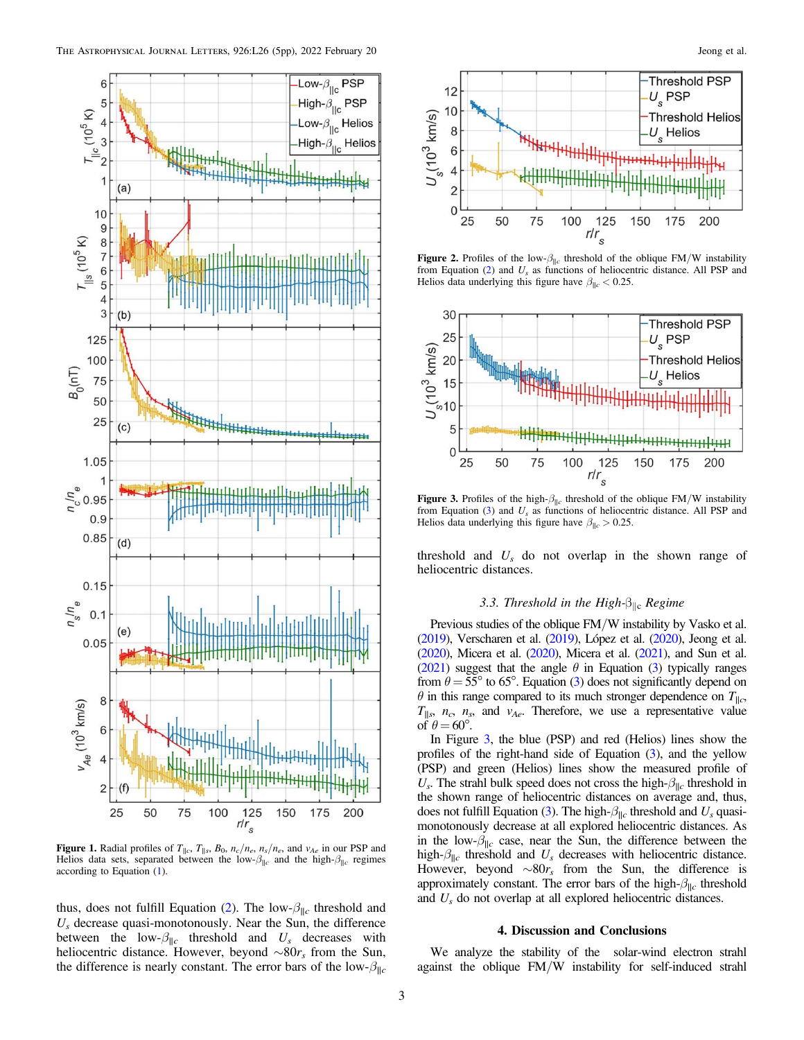**Figure 1.** Radial profiles of $T_{\|c}$, $T_{\|s}$, $B_0$, $n_c/n_e$, $n_s/n_e$, and $v_{Ae}$ in our PSP and Helios data sets, separated between the low-$\beta_{\|c}$ and the high-$\beta_{\|c}$ regimes according to Equation (1).

thus, does not fulfill Equation (2). The low-$\beta_{\|c}$ threshold and $U_s$ decrease quasi-monotonously. Near the Sun, the difference between the low-$\beta_{\|c}$ threshold and $U_s$ decreases with heliocentric distance. However, beyond $\sim 80 r_s$ from the Sun, the difference is nearly constant. The error bars of the low-$\beta_{\|c}$ threshold and $U_s$ do not overlap in the shown range of heliocentric distances.

**Figure 2.** Profiles of the low-$\beta_{\|c}$ threshold of the oblique FM/W instability from Equation (2) and $U_s$ as functions of heliocentric distance. All PSP and Helios data underlying this figure have $\beta_{\|c} < 0.25$.

**Figure 3.** Profiles of the high-$\beta_{\|c}$ threshold of the oblique FM/W instability from Equation (3) and $U_s$ as functions of heliocentric distance. All PSP and Helios data underlying this figure have $\beta_{\|c} > 0.25$.

### 3.3. Threshold in the High-$\beta_{\|c}$ Regime

Previous studies of the oblique FM/W instability by Vasko et al. (2019), Verscharen et al. (2019), López et al. (2020), Jeong et al. (2020), Micera et al. (2020), Micera et al. (2021), and Sun et al. (2021) suggest that the angle $\theta$ in Equation (3) typically ranges from $\theta = 55°$ to $65°$. Equation (3) does not significantly depend on $\theta$ in this range compared to its much stronger dependence on $T_{\|c}$, $T_{\|s}$, $n_c$, $n_s$, and $v_{Ae}$. Therefore, we use a representative value of $\theta = 60°$.

In Figure 3, the blue (PSP) and red (Helios) lines show the profiles of the right-hand side of Equation (3), and the yellow (PSP) and green (Helios) lines show the measured profile of $U_s$. The strahl bulk speed does not cross the high-$\beta_{\|c}$ threshold in the shown range of heliocentric distances and, thus, does not fulfill Equation (3). The high-$\beta_{\|c}$ threshold and $U_s$ quasi-monotonously decrease at all explored heliocentric distances. As in the low-$\beta_{\|c}$ case, near the Sun, the difference between the high-$\beta_{\|c}$ threshold and $U_s$ decreases with heliocentric distance. However, beyond $\sim 80 r_s$ from the Sun, the difference is approximately constant. The error bars of the high-$\beta_{\|c}$ threshold and $U_s$ do not overlap at all explored heliocentric distances.

## 4. Discussion and Conclusions

We analyze the stability of the solar-wind electron strahl against the oblique FM/W instability for self-induced strahl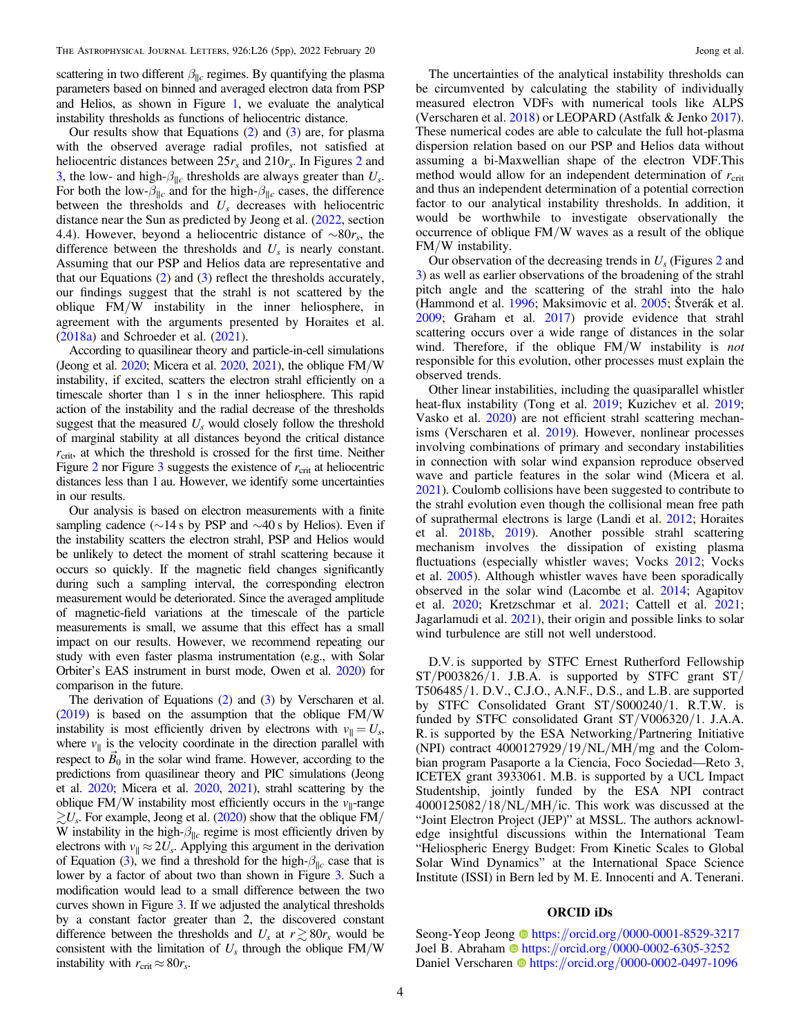scattering in two different $\beta_{\parallel c}$ regimes. By quantifying the plasma parameters based on binned and averaged electron data from PSP and Helios, as shown in Figure 1, we evaluate the analytical instability thresholds as functions of heliocentric distance.

Our results show that Equations (2) and (3) are, for plasma with the observed average radial profiles, not satisfied at heliocentric distances between $25r_s$ and $210r_s$. In Figures 2 and 3, the low- and high-$\beta_{\parallel c}$ thresholds are always greater than $U_s$. For both the low-$\beta_{\parallel c}$ and for the high-$\beta_{\parallel c}$ cases, the difference between the thresholds and $U_s$ decreases with heliocentric distance near the Sun as predicted by Jeong et al. (2022, section 4.4). However, beyond a heliocentric distance of $\sim 80r_s$, the difference between the thresholds and $U_s$ is nearly constant. Assuming that our PSP and Helios data are representative and that our Equations (2) and (3) reflect the thresholds accurately, our findings suggest that the strahl is not scattered by the oblique FM/W instability in the inner heliosphere, in agreement with the arguments presented by Horaites et al. (2018a) and Schroeder et al. (2021).

According to quasilinear theory and particle-in-cell simulations (Jeong et al. 2020; Micera et al. 2020, 2021), the oblique FM/W instability, if excited, scatters the electron strahl efficiently on a timescale shorter than 1 s in the inner heliosphere. This rapid action of the instability and the radial decrease of the thresholds suggest that the measured $U_s$ would closely follow the threshold of marginal stability at all distances beyond the critical distance $r_{\mathrm{crit}}$, at which the threshold is crossed for the first time. Neither Figure 2 nor Figure 3 suggests the existence of $r_{\mathrm{crit}}$ at heliocentric distances less than 1 au. However, we identify some uncertainties in our results.

Our analysis is based on electron measurements with a finite sampling cadence ($\sim$14 s by PSP and $\sim$40 s by Helios). Even if the instability scatters the electron strahl, PSP and Helios would be unlikely to detect the moment of strahl scattering because it occurs so quickly. If the magnetic field changes significantly during such a sampling interval, the corresponding electron measurement would be deteriorated. Since the averaged amplitude of magnetic-field variations at the timescale of the particle measurements is small, we assume that this effect has a small impact on our results. However, we recommend repeating our study with even faster plasma instrumentation (e.g., with Solar Orbiter's EAS instrument in burst mode, Owen et al. 2020) for comparison in the future.

The derivation of Equations (2) and (3) by Verscharen et al. (2019) is based on the assumption that the oblique FM/W instability is most efficiently driven by electrons with $v_\parallel = U_s$, where $v_\parallel$ is the velocity coordinate in the direction parallel with respect to $\vec{B}_0$ in the solar wind frame. However, according to the predictions from quasilinear theory and PIC simulations (Jeong et al. 2020; Micera et al. 2020, 2021), strahl scattering by the oblique FM/W instability most efficiently occurs in the $v_\parallel$-range $\gtrsim U_s$. For example, Jeong et al. (2020) show that the oblique FM/W instability in the high-$\beta_{\parallel c}$ regime is most efficiently driven by electrons with $v_\parallel \approx 2U_s$. Applying this argument in the derivation of Equation (3), we find a threshold for the high-$\beta_{\parallel c}$ case that is lower by a factor of about two than shown in Figure 3. Such a modification would lead to a small difference between the two curves shown in Figure 3. If we adjusted the analytical thresholds by a constant factor greater than 2, the discovered constant difference between the thresholds and $U_s$ at $r \gtrsim 80r_s$ would be consistent with the limitation of $U_s$ through the oblique FM/W instability with $r_{\mathrm{crit}} \approx 80r_s$.

The uncertainties of the analytical instability thresholds can be circumvented by calculating the stability of individually measured electron VDFs with numerical tools like ALPS (Verscharen et al. 2018) or LEOPARD (Astfalk & Jenko 2017). These numerical codes are able to calculate the full hot-plasma dispersion relation based on our PSP and Helios data without assuming a bi-Maxwellian shape of the electron VDF. This method would allow for an independent determination of $r_{\mathrm{crit}}$ and thus an independent determination of a potential correction factor to our analytical instability thresholds. In addition, it would be worthwhile to investigate observationally the occurrence of oblique FM/W waves as a result of the oblique FM/W instability.

Our observation of the decreasing trends in $U_s$ (Figures 2 and 3) as well as earlier observations of the broadening of the strahl pitch angle and the scattering of the strahl into the halo (Hammond et al. 1996; Maksimovic et al. 2005; Štverák et al. 2009; Graham et al. 2017) provide evidence that strahl scattering occurs over a wide range of distances in the solar wind. Therefore, if the oblique FM/W instability is *not* responsible for this evolution, other processes must explain the observed trends.

Other linear instabilities, including the quasiparallel whistler heat-flux instability (Tong et al. 2019; Kuzichev et al. 2019; Vasko et al. 2020) are not efficient strahl scattering mechanisms (Verscharen et al. 2019). However, nonlinear processes involving combinations of primary and secondary instabilities in connection with solar wind expansion reproduce observed wave and particle features in the solar wind (Micera et al. 2021). Coulomb collisions have been suggested to contribute to the strahl evolution even though the collisional mean free path of suprathermal electrons is large (Landi et al. 2012; Horaites et al. 2018b, 2019). Another possible strahl scattering mechanism involves the dissipation of existing plasma fluctuations (especially whistler waves; Vocks 2012; Vocks et al. 2005). Although whistler waves have been sporadically observed in the solar wind (Lacombe et al. 2014; Agapitov et al. 2020; Kretzschmar et al. 2021; Cattell et al. 2021; Jagarlamudi et al. 2021), their origin and possible links to solar wind turbulence are still not well understood.

D.V. is supported by STFC Ernest Rutherford Fellowship ST/P003826/1. J.B.A. is supported by STFC grant ST/T506485/1. D.V., C.J.O., A.N.F., D.S., and L.B. are supported by STFC Consolidated Grant ST/S000240/1. R.T.W. is funded by STFC consolidated Grant ST/V006320/1. J.A.A. R. is supported by the ESA Networking/Partnering Initiative (NPI) contract 4000127929/19/NL/MH/mg and the Colombian program Pasaporte a la Ciencia, Foco Sociedad—Reto 3, ICETEX grant 3933061. M.B. is supported by a UCL Impact Studentship, jointly funded by the ESA NPI contract 4000125082/18/NL/MH/ic. This work was discussed at the "Joint Electron Project (JEP)" at MSSL. The authors acknowledge insightful discussions within the International Team "Heliospheric Energy Budget: From Kinetic Scales to Global Solar Wind Dynamics" at the International Space Science Institute (ISSI) in Bern led by M. E. Innocenti and A. Tenerani.

## ORCID iDs

Seong-Yeop Jeong https://orcid.org/0000-0001-8529-3217
Joel B. Abraham https://orcid.org/0000-0002-6305-3252
Daniel Verscharen https://orcid.org/0000-0002-0497-1096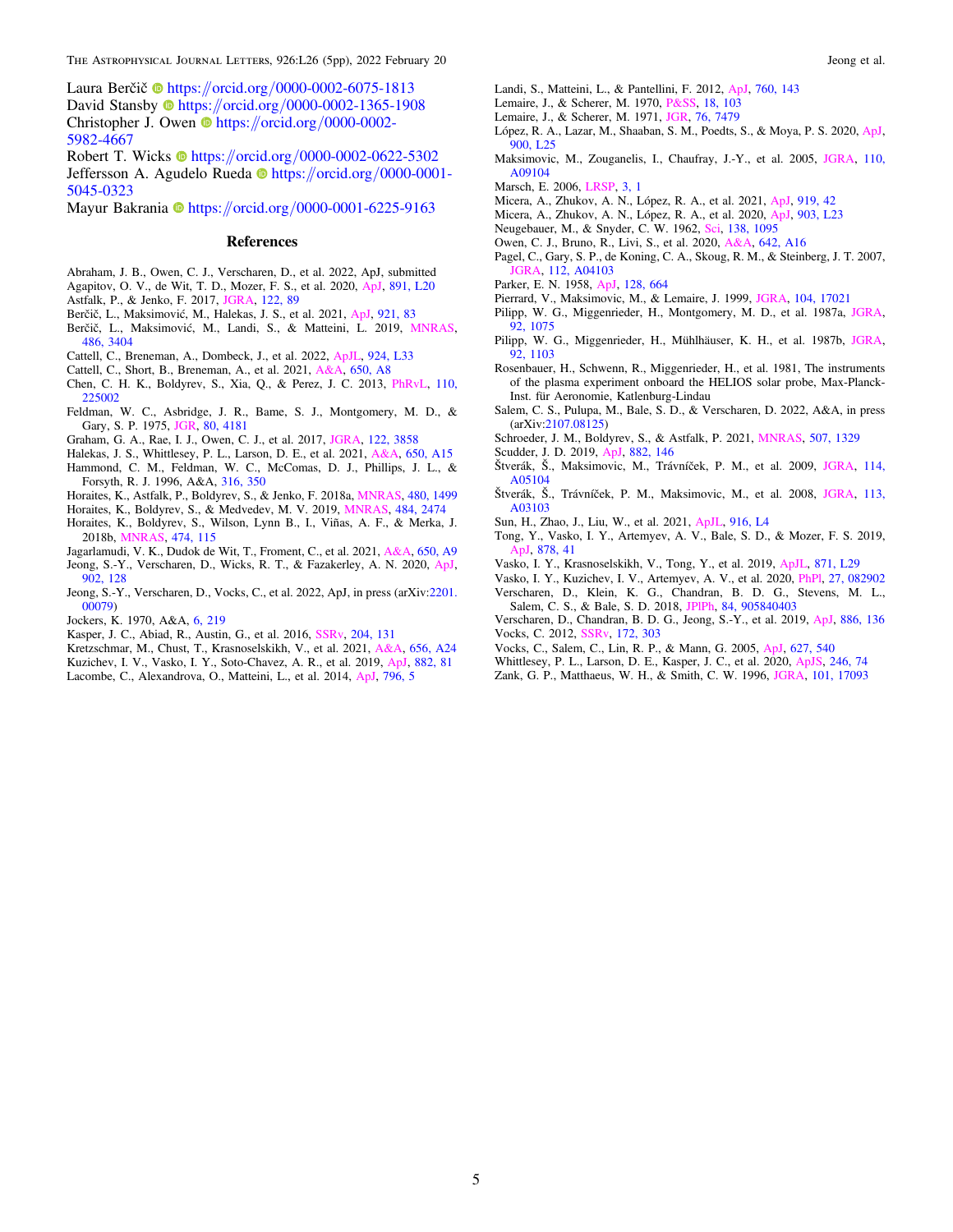Laura Berčič https://orcid.org/0000-0002-6075-1813
David Stansby https://orcid.org/0000-0002-1365-1908
Christopher J. Owen https://orcid.org/0000-0002-5982-4667
Robert T. Wicks https://orcid.org/0000-0002-0622-5302
Jeffersson A. Agudelo Rueda https://orcid.org/0000-0001-5045-0323
Mayur Bakrania https://orcid.org/0000-0001-6225-9163

## References

Abraham, J. B., Owen, C. J., Verscharen, D., et al. 2022, ApJ, submitted
Agapitov, O. V., de Wit, T. D., Mozer, F. S., et al. 2020, ApJ, 891, L20
Astfalk, P., & Jenko, F. 2017, JGRA, 122, 89
Berčič, L., Maksimović, M., Halekas, J. S., et al. 2021, ApJ, 921, 83
Berčič, L., Maksimović, M., Landi, S., & Matteini, L. 2019, MNRAS, 486, 3404
Cattell, C., Breneman, A., Dombeck, J., et al. 2022, ApJL, 924, L33
Cattell, C., Short, B., Breneman, A., et al. 2021, A&A, 650, A8
Chen, C. H. K., Boldyrev, S., Xia, Q., & Perez, J. C. 2013, PhRvL, 110, 225002
Feldman, W. C., Asbridge, J. R., Bame, S. J., Montgomery, M. D., & Gary, S. P. 1975, JGR, 80, 4181
Graham, G. A., Rae, I. J., Owen, C. J., et al. 2017, JGRA, 122, 3858
Halekas, J. S., Whittlesey, P. L., Larson, D. E., et al. 2021, A&A, 650, A15
Hammond, C. M., Feldman, W. C., McComas, D. J., Phillips, J. L., & Forsyth, R. J. 1996, A&A, 316, 350
Horaites, K., Astfalk, P., Boldyrev, S., & Jenko, F. 2018a, MNRAS, 480, 1499
Horaites, K., Boldyrev, S., & Medvedev, M. V. 2019, MNRAS, 484, 2474
Horaites, K., Boldyrev, S., Wilson Lynn B., I., Viñas, A. F., & Merka, J. 2018b, MNRAS, 474, 115
Jagarlamudi, V. K., Dudok de Wit, T., Froment, C., et al. 2021, A&A, 650, A9
Jeong, S.-Y., Verscharen, D., Wicks, R. T., & Fazakerley, A. N. 2020, ApJ, 902, 128
Jeong, S.-Y., Verscharen, D., Vocks, C., et al. 2022, ApJ, in press (arXiv:2201.00079)
Jockers, K. 1970, A&A, 6, 219
Kasper, J. C., Abiad, R., Austin, G., et al. 2016, SSRv, 204, 131
Kretzschmar, M., Chust, T., Krasnoselskikh, V., et al. 2021, A&A, 656, A24
Kuzichev, I. V., Vasko, I. Y., Soto-Chavez, A. R., et al. 2019, ApJ, 882, 81
Lacombe, C., Alexandrova, O., Matteini, L., et al. 2014, ApJ, 796, 5
Landi, S., Matteini, L., & Pantellini, F. 2012, ApJ, 760, 143
Lemaire, J., & Scherer, M. 1970, P&SS, 18, 103
Lemaire, J., & Scherer, M. 1971, JGR, 76, 7479
López, R. A., Lazar, M., Shaaban, S. M., Poedts, S., & Moya, P. S. 2020, ApJ, 900, L25
Maksimovic, M., Zouganelis, I., Chaufray, J.-Y., et al. 2005, JGRA, 110, A09104
Marsch, E. 2006, LRSP, 3, 1
Micera, A., Zhukov, A. N., López, R. A., et al. 2021, ApJ, 919, 42
Micera, A., Zhukov, A. N., López, R. A., et al. 2020, ApJ, 903, L23
Neugebauer, M., & Snyder, C. W. 1962, Sci, 138, 1095
Owen, C. J., Bruno, R., Livi, S., et al. 2020, A&A, 642, A16
Pagel, C., Gary, S. P., de Koning, C. A., Skoug, R. M., & Steinberg, J. T. 2007, JGRA, 112, A04103
Parker, E. N. 1958, ApJ, 128, 664
Pierrard, V., Maksimovic, M., & Lemaire, J. 1999, JGRA, 104, 17021
Pilipp, W. G., Miggenrieder, H., Montgomery, M. D., et al. 1987a, JGRA, 92, 1075
Pilipp, W. G., Miggenrieder, H., Mühlhäuser, K. H., et al. 1987b, JGRA, 92, 1103
Rosenbauer, H., Schwenn, R., Miggenrieder, H., et al. 1981, The instruments of the plasma experiment onboard the HELIOS solar probe, Max-Planck-Inst. für Aeronomie, Katlenburg-Lindau
Salem, C. S., Pulupa, M., Bale, S. D., & Verscharen, D. 2022, A&A, in press (arXiv:2107.08125)
Schroeder, J. M., Boldyrev, S., & Astfalk, P. 2021, MNRAS, 507, 1329
Scudder, J. D. 2019, ApJ, 882, 146
Štverák, Š., Maksimovic, M., Trávníček, P. M., et al. 2009, JGRA, 114, A05104
Štverák, Š., Trávníček, P. M., Maksimovic, M., et al. 2008, JGRA, 113, A03103
Sun, H., Zhao, J., Liu, W., et al. 2021, ApJL, 916, L4
Tong, Y., Vasko, I. Y., Artemyev, A. V., Bale, S. D., & Mozer, F. S. 2019, ApJ, 878, 41
Vasko, I. Y., Krasnoselskikh, V., Tong, Y., et al. 2019, ApJL, 871, L29
Vasko, I. Y., Kuzichev, I. V., Artemyev, A. V., et al. 2020, PhPl, 27, 082902
Verscharen, D., Klein, K. G., Chandran, B. D. G., Stevens, M. L., Salem, C. S., & Bale, S. D. 2018, JPlPh, 84, 905840403
Verscharen, D., Chandran, B. D. G., Jeong, S.-Y., et al. 2019, ApJ, 886, 136
Vocks, C. 2012, SSRv, 172, 303
Vocks, C., Salem, C., Lin, R. P., & Mann, G. 2005, ApJ, 627, 540
Whittlesey, P. L., Larson, D. E., Kasper, J. C., et al. 2020, ApJS, 246, 74
Zank, G. P., Matthaeus, W. H., & Smith, C. W. 1996, JGRA, 101, 17093